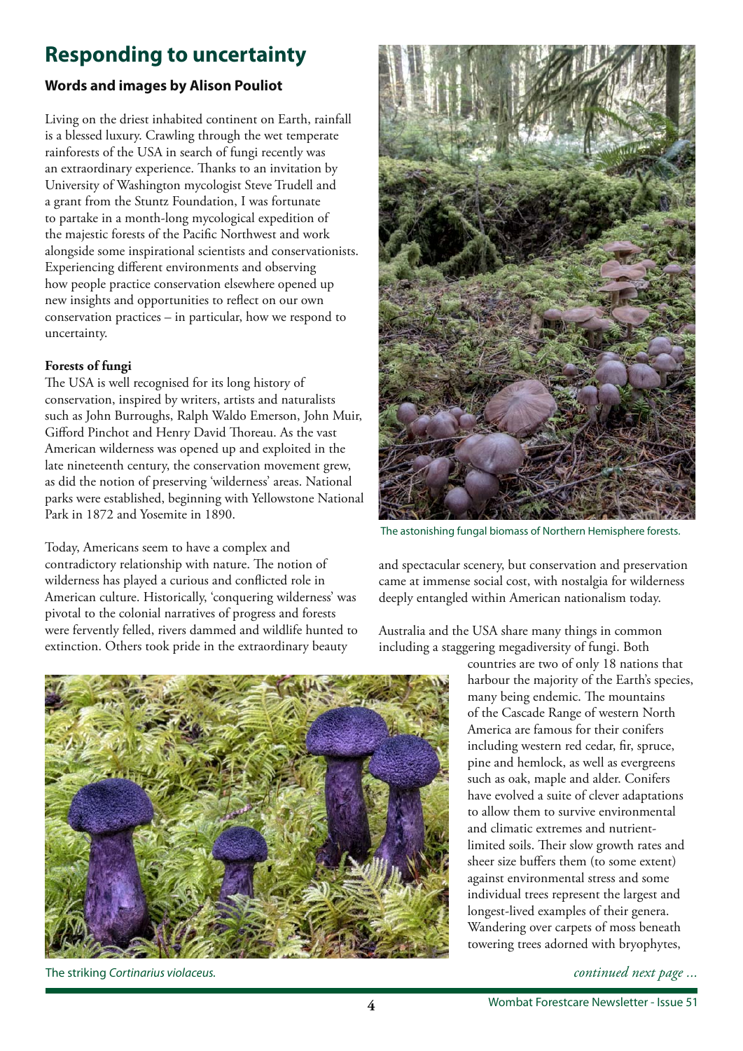# Responding to uncertainty

**Words and images by Alison Pouliot**

Living on the driest inhabited continent on Earth, rainfall is a blessed luxury. Crawling through the wet temperate rainforests of the USA in search of fungi recently was an extraordinary experience. Thanks to an invitation by University of Washington mycologist Steve Trudell and a grant from the Stuntz Foundation, I was fortunate to partake in a month-long mycological expedition of the majestic forests of the Pacific Northwest and work alongside some inspirational scientists and conservationists. Experiencing different environments and observing how people practice conservation elsewhere opened up new insights and opportunities to reflect on our own conservation practices – in particular, how we respond to uncertainty.

**Forests of fungi**

The USA is well recognised for its long history of conservation, inspired by writers, artists and naturalists such as John Burroughs, Ralph Waldo Emerson, John Muir, Gifford Pinchot and Henry David Thoreau. As the vast American wilderness was opened up and exploited in the late nineteenth century, the conservation movement grew, as did the notion of preserving 'wilderness' areas. National parks were established, beginning with Yellowstone National Park in 1872 and Yosemite in 1890.

Today, Americans seem to have a complex and contradictory relationship with nature. The notion of wilderness has played a curious and conflicted role in American culture. Historically, 'conquering wilderness' was pivotal to the colonial narratives of progress and forests were fervently felled, rivers dammed and wildlife hunted to extinction. Others took pride in the extraordinary beauty and spectacular scenery, but conservation and preservation came at immense social cost, with nostalgia for wilderness deeply entangled within American nationalism today.

The astonishing fungal biomass of Northern Hemisphere forests.

Australia and the USA share many things in common including a staggering megadiversity of fungi. Both countries are two of only 18 nations that harbour the majority of the Earth's species, many being endemic. The mountains of the Cascade Range of western North America are famous for their conifers including western red cedar, fir, spruce, pine and hemlock, as well as evergreens such as oak, maple and alder. Conifers have evolved a suite of clever adaptations to allow them to survive environmental and climatic extremes and nutrient-limited soils. Their slow growth rates and sheer size buffers them (to some extent) against environmental stress and some individual trees represent the largest and longest-lived examples of their genera. Wandering over carpets of moss beneath towering trees adorned with bryophytes,

The striking *Cortinarius violaceus.*

*continued next page ...*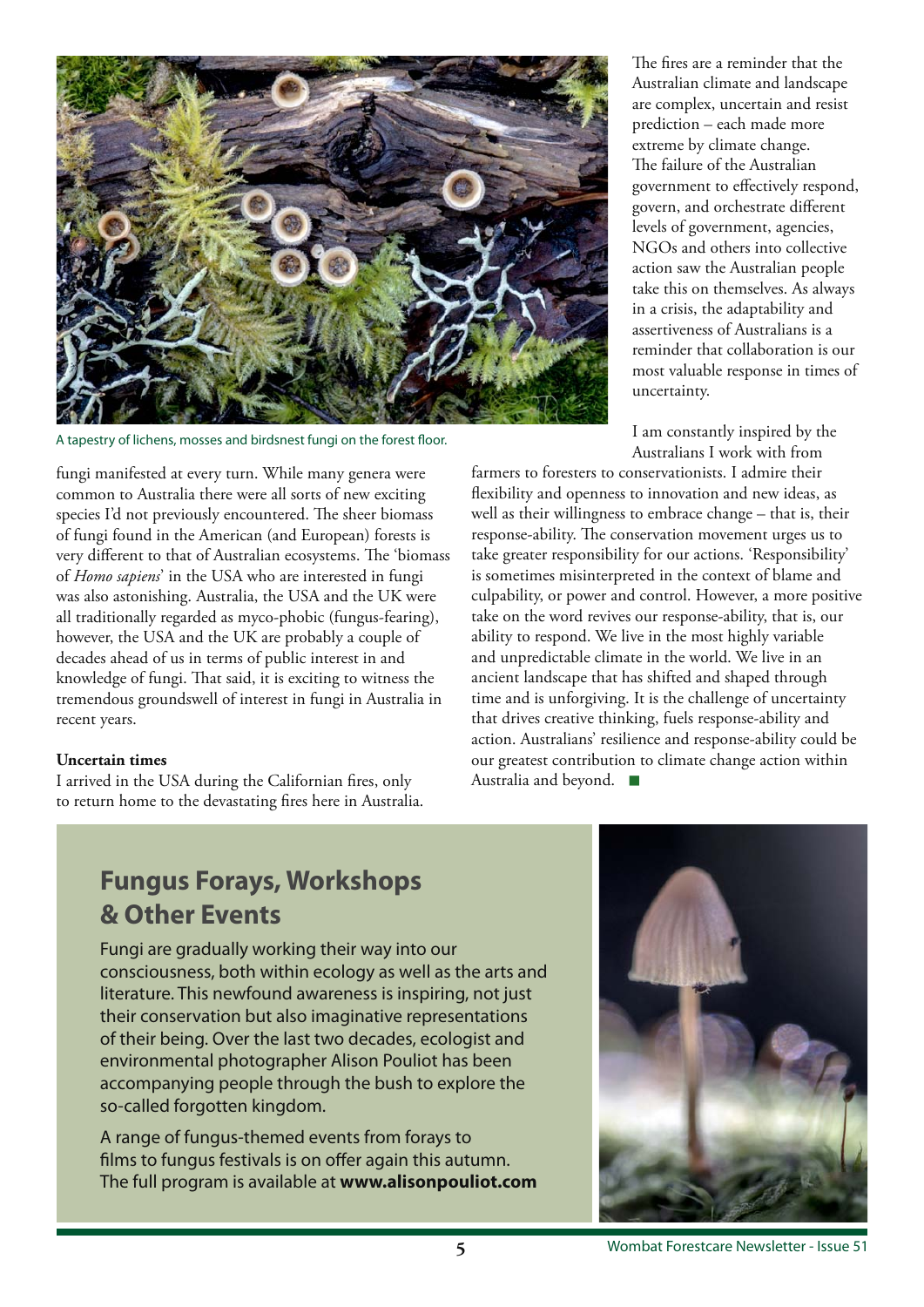A tapestry of lichens, mosses and birdsnest fungi on the forest floor.

fungi manifested at every turn. While many genera were common to Australia there were all sorts of new exciting species I'd not previously encountered. The sheer biomass of fungi found in the American (and European) forests is very different to that of Australian ecosystems. The 'biomass of *Homo sapiens*' in the USA who are interested in fungi was also astonishing. Australia, the USA and the UK were all traditionally regarded as myco-phobic (fungus-fearing), however, the USA and the UK are probably a couple of decades ahead of us in terms of public interest in and knowledge of fungi. That said, it is exciting to witness the tremendous groundswell of interest in fungi in Australia in recent years.

**Uncertain times**

I arrived in the USA during the Californian fires, only to return home to the devastating fires here in Australia. The fires are a reminder that the Australian climate and landscape are complex, uncertain and resist prediction – each made more extreme by climate change. The failure of the Australian government to effectively respond, govern, and orchestrate different levels of government, agencies, NGOs and others into collective action saw the Australian people take this on themselves. As always in a crisis, the adaptability and assertiveness of Australians is a reminder that collaboration is our most valuable response in times of uncertainty.

I am constantly inspired by the Australians I work with from farmers to foresters to conservationists. I admire their flexibility and openness to innovation and new ideas, as well as their willingness to embrace change – that is, their response-ability. The conservation movement urges us to take greater responsibility for our actions. 'Responsibility' is sometimes misinterpreted in the context of blame and culpability, or power and control. However, a more positive take on the word revives our response-ability, that is, our ability to respond. We live in the most highly variable and unpredictable climate in the world. We live in an ancient landscape that has shifted and shaped through time and is unforgiving. It is the challenge of uncertainty that drives creative thinking, fuels response-ability and action. Australians' resilience and response-ability could be our greatest contribution to climate change action within Australia and beyond. ■

## Fungus Forays, Workshops & Other Events

Fungi are gradually working their way into our consciousness, both within ecology as well as the arts and literature. This newfound awareness is inspiring, not just their conservation but also imaginative representations of their being. Over the last two decades, ecologist and environmental photographer Alison Pouliot has been accompanying people through the bush to explore the so-called forgotten kingdom.

A range of fungus-themed events from forays to films to fungus festivals is on offer again this autumn. The full program is available at **www.alisonpouliot.com**